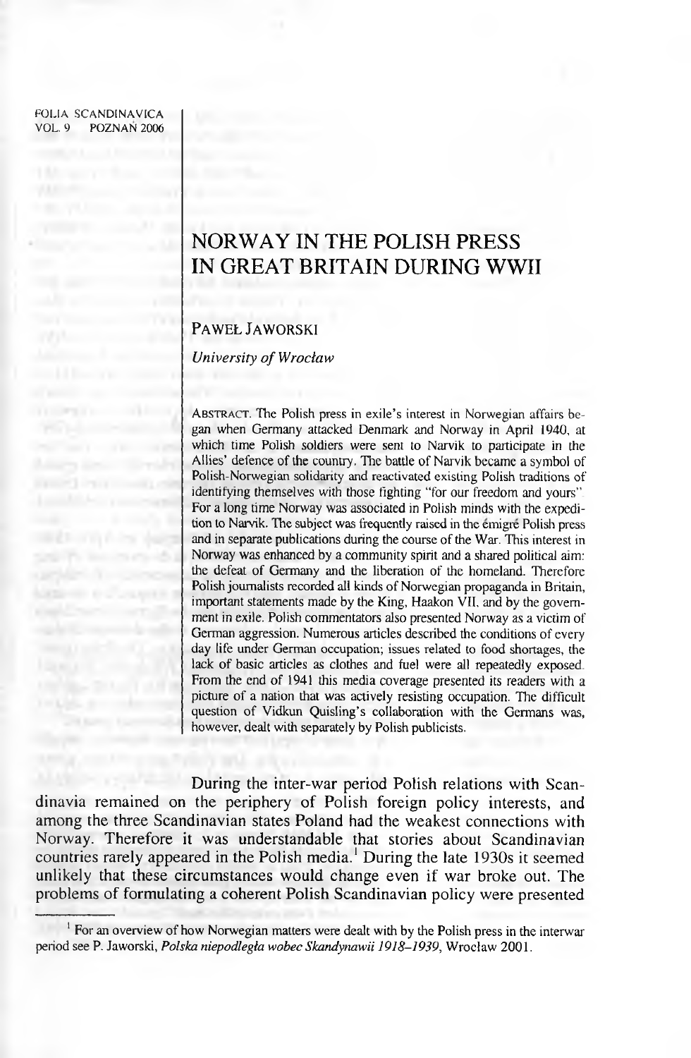# NORWAY IN THE POLISH PRESS IN GREAT BRITAIN DURING WWII

PAWEŁ JAWORSKI

*University of Wrocław*

ABSTRACT. The Polish press in exile's interest in Norwegian affairs began when Germany attacked Denmark and Norway in April 1940, at which time Polish soldiers were sent to Narvik to participate in the Allies' defence of the country. The battle of Narvik became a symbol of Polish-Norwegian solidarity and reactivated existing Polish traditions of identifying themselves with those fighting "for our freedom and yours". For a long time Norway was associated in Polish minds with the expedition to Narvik. The subject was frequently raised in the émigré Polish press and in separate publications during the course of the War. This interest in Norway was enhanced by a community spirit and a shared political aim: the defeat of Germany and the liberation of the homeland. Therefore Polish journalists recorded all kinds of Norwegian propaganda in Britain, important statements made by the King, Haakon VII, and by the government in exile. Polish commentators also presented Norway as a victim of German aggression. Numerous articles described the conditions of every day life under German occupation; issues related to food shortages, the lack of basic articles as clothes and fuel were all repeatedly exposed. From the end of 1941 this media coverage presented its readers with a picture of a nation that was actively resisting occupation. The difficult question of Vidkun Quisling's collaboration with the Germans was, however, dealt with separately by Polish publicists.

During the inter-war period Polish relations with Scandinavia remained on the periphery of Polish foreign policy interests, and among the three Scandinavian states Poland had the weakest connections with Norway. Therefore it was understandable that stories about Scandinavian countries rarely appeared in the Polish media.[1] During the late 1930s it seemed unlikely that these circumstances would change even if war broke out. The problems of formulating a coherent Polish Scandinavian policy were presented

[1] For an overview of how Norwegian matters were dealt with by the Polish press in the interwar period see P. Jaworski, *Polska niepodległa wobec Skandynawii 1918–1939*, Wrocław 2001.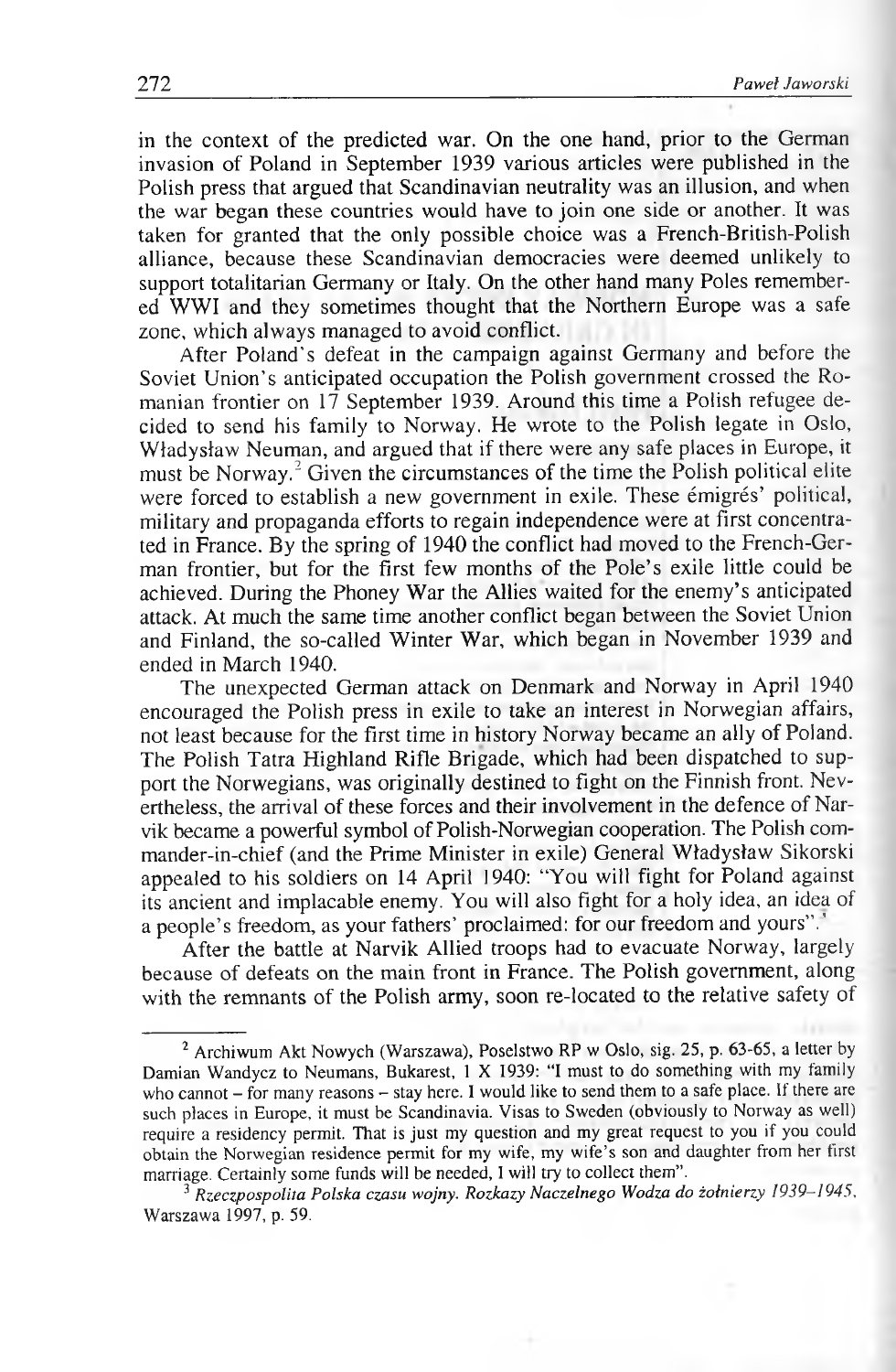in the context of the predicted war. On the one hand, prior to the German invasion of Poland in September 1939 various articles were published in the Polish press that argued that Scandinavian neutrality was an illusion, and when the war began these countries would have to join one side or another. It was taken for granted that the only possible choice was a French-British-Polish alliance, because these Scandinavian democracies were deemed unlikely to support totalitarian Germany or Italy. On the other hand many Poles remembered WWI and they sometimes thought that the Northern Europe was a safe zone, which always managed to avoid conflict.

After Poland's defeat in the campaign against Germany and before the Soviet Union's anticipated occupation the Polish government crossed the Romanian frontier on 17 September 1939. Around this time a Polish refugee decided to send his family to Norway. He wrote to the Polish legate in Oslo, Władysław Neuman, and argued that if there were any safe places in Europe, it must be Norway.[2] Given the circumstances of the time the Polish political elite were forced to establish a new government in exile. These émigrés' political, military and propaganda efforts to regain independence were at first concentrated in France. By the spring of 1940 the conflict had moved to the French-German frontier, but for the first few months of the Pole's exile little could be achieved. During the Phoney War the Allies waited for the enemy's anticipated attack. At much the same time another conflict began between the Soviet Union and Finland, the so-called Winter War, which began in November 1939 and ended in March 1940.

The unexpected German attack on Denmark and Norway in April 1940 encouraged the Polish press in exile to take an interest in Norwegian affairs, not least because for the first time in history Norway became an ally of Poland. The Polish Tatra Highland Rifle Brigade, which had been dispatched to support the Norwegians, was originally destined to fight on the Finnish front. Nevertheless, the arrival of these forces and their involvement in the defence of Narvik became a powerful symbol of Polish-Norwegian cooperation. The Polish commander-in-chief (and the Prime Minister in exile) General Władysław Sikorski appealed to his soldiers on 14 April 1940: "You will fight for Poland against its ancient and implacable enemy. You will also fight for a holy idea, an idea of a people's freedom, as your fathers' proclaimed: for our freedom and yours".[3]

After the battle at Narvik Allied troops had to evacuate Norway, largely because of defeats on the main front in France. The Polish government, along with the remnants of the Polish army, soon re-located to the relative safety of

---

[2] Archiwum Akt Nowych (Warszawa), Poselstwo RP w Oslo, sig. 25, p. 63-65, a letter by Damian Wandycz to Neumans, Bukarest, 1 X 1939: "I must to do something with my family who cannot – for many reasons – stay here. I would like to send them to a safe place. If there are such places in Europe, it must be Scandinavia. Visas to Sweden (obviously to Norway as well) require a residency permit. That is just my question and my great request to you if you could obtain the Norwegian residence permit for my wife, my wife's son and daughter from her first marriage. Certainly some funds will be needed, I will try to collect them".

[3] *Rzeczpospolita Polska czasu wojny. Rozkazy Naczelnego Wodza do żołnierzy 1939–1945*, Warszawa 1997, p. 59.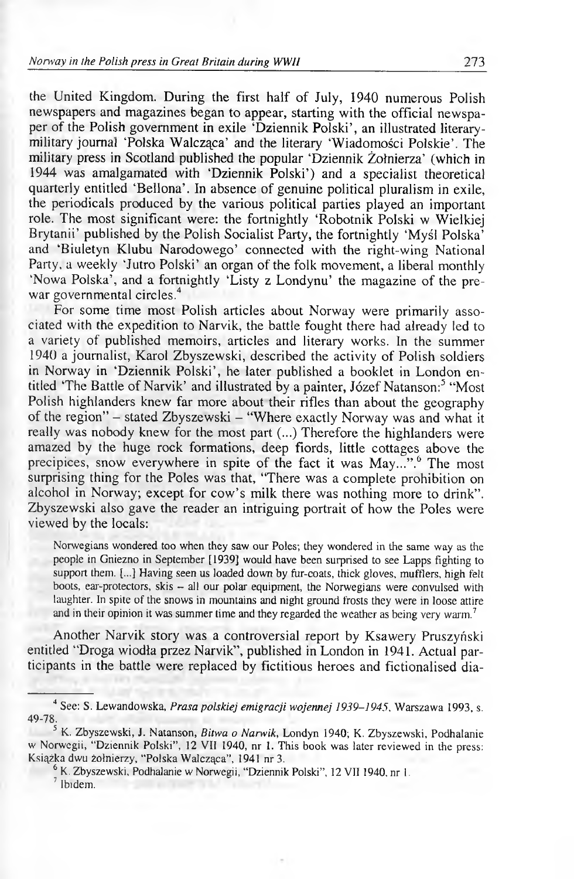the United Kingdom. During the first half of July, 1940 numerous Polish newspapers and magazines began to appear, starting with the official newspaper of the Polish government in exile 'Dziennik Polski', an illustrated literary-military journal 'Polska Walcząca' and the literary 'Wiadomości Polskie'. The military press in Scotland published the popular 'Dziennik Żołnierza' (which in 1944 was amalgamated with 'Dziennik Polski') and a specialist theoretical quarterly entitled 'Bellona'. In absence of genuine political pluralism in exile, the periodicals produced by the various political parties played an important role. The most significant were: the fortnightly 'Robotnik Polski w Wielkiej Brytanii' published by the Polish Socialist Party, the fortnightly 'Myśl Polska' and 'Biuletyn Klubu Narodowego' connected with the right-wing National Party, a weekly 'Jutro Polski' an organ of the folk movement, a liberal monthly 'Nowa Polska', and a fortnightly 'Listy z Londynu' the magazine of the pre-war governmental circles.[4]

For some time most Polish articles about Norway were primarily associated with the expedition to Narvik, the battle fought there had already led to a variety of published memoirs, articles and literary works. In the summer 1940 a journalist, Karol Zbyszewski, described the activity of Polish soldiers in Norway in 'Dziennik Polski', he later published a booklet in London entitled 'The Battle of Narvik' and illustrated by a painter, Józef Natanson:[5] "Most Polish highlanders knew far more about their rifles than about the geography of the region" – stated Zbyszewski – "Where exactly Norway was and what it really was nobody knew for the most part (...) Therefore the highlanders were amazed by the huge rock formations, deep fiords, little cottages above the precipices, snow everywhere in spite of the fact it was May...".[6] The most surprising thing for the Poles was that, "There was a complete prohibition on alcohol in Norway; except for cow's milk there was nothing more to drink". Zbyszewski also gave the reader an intriguing portrait of how the Poles were viewed by the locals:

> Norwegians wondered too when they saw our Poles; they wondered in the same way as the people in Gniezno in September [1939] would have been surprised to see Lapps fighting to support them. [...] Having seen us loaded down by fur-coats, thick gloves, mufflers, high felt boots, ear-protectors, skis – all our polar equipment, the Norwegians were convulsed with laughter. In spite of the snows in mountains and night ground frosts they were in loose attire and in their opinion it was summer time and they regarded the weather as being very warm.[7]

Another Narvik story was a controversial report by Ksawery Pruszyński entitled "Droga wiodła przez Narvik", published in London in 1941. Actual participants in the battle were replaced by fictitious heroes and fictionalised dia-

---

[4] See: S. Lewandowska, *Prasa polskiej emigracji wojennej 1939–1945*, Warszawa 1993, s. 49-78.

[5] K. Zbyszewski, J. Natanson, *Bitwa o Narwik*, Londyn 1940; K. Zbyszewski, Podhalanie w Norwegii, "Dziennik Polski", 12 VII 1940, nr 1. This book was later reviewed in the press: Książka dwu żołnierzy, "Polska Walcząca", 1941 nr 3.

[6] K. Zbyszewski, Podhalanie w Norwegii, "Dziennik Polski", 12 VII 1940, nr 1.

[7] Ibidem.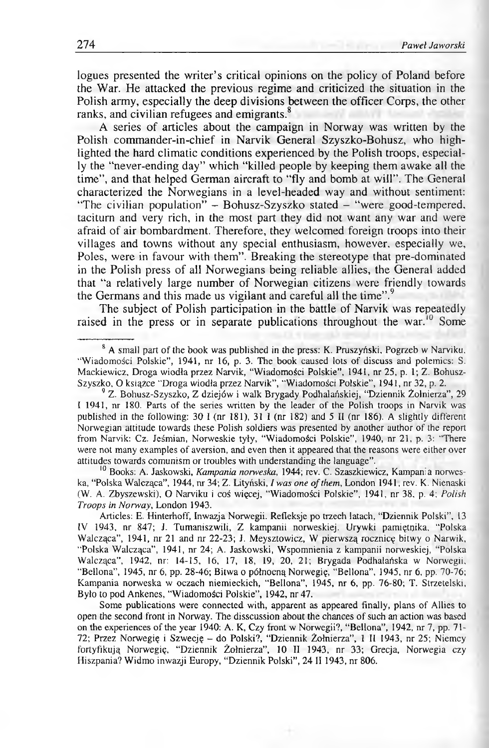logues presented the writer's critical opinions on the policy of Poland before the War. He attacked the previous regime and criticized the situation in the Polish army, especially the deep divisions between the officer Corps, the other ranks, and civilian refugees and emigrants.[8]

A series of articles about the campaign in Norway was written by the Polish commander-in-chief in Narvik General Szyszko-Bohusz, who highlighted the hard climatic conditions experienced by the Polish troops, especially the "never-ending day" which "killed people by keeping them awake all the time", and that helped German aircraft to "fly and bomb at will". The General characterized the Norwegians in a level-headed way and without sentiment: "The civilian population" – Bohusz-Szyszko stated – "were good-tempered, taciturn and very rich, in the most part they did not want any war and were afraid of air bombardment. Therefore, they welcomed foreign troops into their villages and towns without any special enthusiasm, however, especially we, Poles, were in favour with them". Breaking the stereotype that pre-dominated in the Polish press of all Norwegians being reliable allies, the General added that "a relatively large number of Norwegian citizens were friendly towards the Germans and this made us vigilant and careful all the time".[9]

The subject of Polish participation in the battle of Narvik was repeatedly raised in the press or in separate publications throughout the war.[10] Some

---

[8] A small part of the book was published in the press: K. Pruszyński, Pogrzeb w Narviku, "Wiadomości Polskie", 1941, nr 16, p. 3. The book caused lots of discuss and polemics: S. Mackiewicz, Droga wiodła przez Narvik, "Wiadomości Polskie", 1941, nr 25, p. 1; Z. Bohusz-Szyszko, O książce "Droga wiodła przez Narvik", "Wiadomości Polskie", 1941, nr 32, p. 2.

[9] Z. Bohusz-Szyszko, Z dziejów i walk Brygady Podhalańskiej, "Dziennik Żołnierza", 29 I 1941, nr 180. Parts of the series written by the leader of the Polish troops in Narvik was published in the following: 30 I (nr 181), 31 I (nr 182) and 5 II (nr 186). A slightly different Norwegian attitude towards these Polish soldiers was presented by another author of the report from Narvik: Cz. Jeśmian, Norweskie tyły, "Wiadomości Polskie", 1940, nr 21, p. 3: "There were not many examples of aversion, and even then it appeared that the reasons were either over attitudes towards comunism or troubles with understanding the language".

[10] Books: A. Jaskowski, *Kampania norweska*, 1944; rev. C. Szaszkiewicz, Kampania norweska, "Polska Walcząca", 1944, nr 34; Z. Lityński, *I was one of them*, London 1941, rev. K. Nienaski (W. A. Zbyszewski), O Narviku i coś więcej, "Wiadomości Polskie", 1941, nr 38, p. 4; *Polish Troops in Norway*, London 1943.

Articles: E. Hinterhoff, Inwazja Norwegii. Refleksje po trzech latach, "Dziennik Polski", 13 IV 1943, nr 847; J. Tumaniszwili, Z kampanii norweskiej. Urywki pamiętnika, "Polska Walcząca", 1941, nr 21 and nr 22-23; J. Meysztowicz, W pierwszą rocznicę bitwy o Narwik, "Polska Walcząca", 1941, nr 24; A. Jaskowski, Wspomnienia z kampanii norweskiej, "Polska Walcząca", 1942, nr: 14-15, 16, 17, 18, 19, 20, 21; Brygada Podhalańska w Norwegii, "Bellona", 1945, nr 6, pp. 28-46; Bitwa o północną Norwegię, "Bellona", 1945, nr 6, pp. 70-76; Kampania norweska w oczach niemieckich, "Bellona", 1945, nr 6, pp. 76-80; T. Strzetelski, Było to pod Ankenes, "Wiadomości Polskie", 1942, nr 47.

Some publications were connected with, apparent as appeared finally, plans of Allies to open the second front in Norway. The disscussion about the chances of such an action was based on the experiences of the year 1940: A. K, Czy front w Norwegii?, "Bellona", 1942, nr 7, pp. 71-72; Przez Norwegię i Szwecję – do Polski?, "Dziennik Żołnierza", 1 II 1943, nr 25; Niemcy fortyfikują Norwegię, "Dziennik Żołnierza", 10 II 1943, nr 33; Grecja, Norwegia czy Hiszpania? Widmo inwazji Europy, "Dziennik Polski", 24 II 1943, nr 806.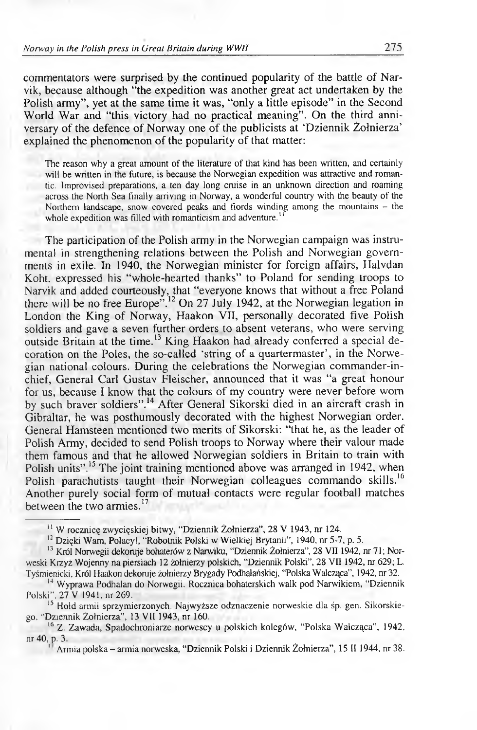commentators were surprised by the continued popularity of the battle of Narvik, because although "the expedition was another great act undertaken by the Polish army", yet at the same time it was, "only a little episode" in the Second World War and "this victory had no practical meaning". On the third anniversary of the defence of Norway one of the publicists at 'Dziennik Żołnierza' explained the phenomenon of the popularity of that matter:

> The reason why a great amount of the literature of that kind has been written, and certainly will be written in the future, is because the Norwegian expedition was attractive and romantic. Improvised preparations, a ten day long cruise in an unknown direction and roaming across the North Sea finally arriving in Norway, a wonderful country with the beauty of the Northern landscape, snow covered peaks and fiords winding among the mountains – the whole expedition was filled with romanticism and adventure.[11]

The participation of the Polish army in the Norwegian campaign was instrumental in strengthening relations between the Polish and Norwegian governments in exile. In 1940, the Norwegian minister for foreign affairs, Halvdan Koht, expressed his "whole-hearted thanks" to Poland for sending troops to Narvik and added courteously, that "everyone knows that without a free Poland there will be no free Europe".[12] On 27 July 1942, at the Norwegian legation in London the King of Norway, Haakon VII, personally decorated five Polish soldiers and gave a seven further orders to absent veterans, who were serving outside Britain at the time.[13] King Haakon had already conferred a special decoration on the Poles, the so-called 'string of a quartermaster', in the Norwegian national colours. During the celebrations the Norwegian commander-in-chief, General Carl Gustav Fleischer, announced that it was "a great honour for us, because I know that the colours of my country were never before worn by such braver soldiers".[14] After General Sikorski died in an aircraft crash in Gibraltar, he was posthumously decorated with the highest Norwegian order. General Hamsteen mentioned two merits of Sikorski: "that he, as the leader of Polish Army, decided to send Polish troops to Norway where their valour made them famous and that he allowed Norwegian soldiers in Britain to train with Polish units".[15] The joint training mentioned above was arranged in 1942, when Polish parachutists taught their Norwegian colleagues commando skills.[16] Another purely social form of mutual contacts were regular football matches between the two armies.[17]

---

[11] W rocznicę zwycięskiej bitwy, "Dziennik Żołnierza", 28 V 1943, nr 124.

[12] Dzięki Wam, Polacy!, "Robotnik Polski w Wielkiej Brytanii", 1940, nr 5-7, p. 5.

[13] Król Norwegii dekoruje bohaterów z Narwiku, "Dziennik Żołnierza", 28 VII 1942, nr 71; Norweski Krzyż Wojenny na piersiach 12 żołnierzy polskich, "Dziennik Polski", 28 VII 1942, nr 629; L. Tyśmienicki, Król Haakon dekoruje żołnierzy Brygady Podhalańskiej, "Polska Walcząca", 1942, nr 32.

[14] Wyprawa Podhalan do Norwegii. Rocznica bohaterskich walk pod Narwikiem, "Dziennik Polski", 27 V 1941, nr 269.

[15] Hołd armii sprzymierzonych. Najwyższe odznaczenie norweskie dla śp. gen. Sikorskiego, "Dziennik Żołnierza", 13 VII 1943, nr 160.

[16] Z. Zawada, Spadochroniarze norwescy u polskich kolegów, "Polska Walcząca", 1942, nr 40, p. 3.

[17] Armia polska – armia norweska, "Dziennik Polski i Dziennik Żołnierza", 15 II 1944, nr 38.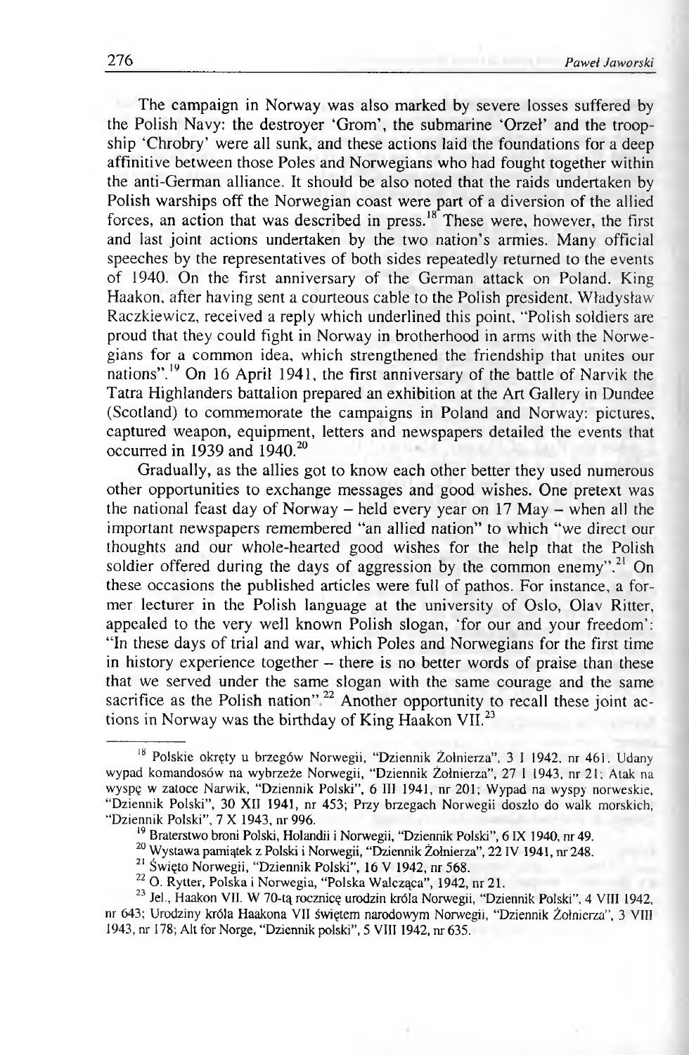The campaign in Norway was also marked by severe losses suffered by the Polish Navy: the destroyer 'Grom', the submarine 'Orzeł' and the troopship 'Chrobry' were all sunk, and these actions laid the foundations for a deep affinitive between those Poles and Norwegians who had fought together within the anti-German alliance. It should be also noted that the raids undertaken by Polish warships off the Norwegian coast were part of a diversion of the allied forces, an action that was described in press.[18] These were, however, the first and last joint actions undertaken by the two nation's armies. Many official speeches by the representatives of both sides repeatedly returned to the events of 1940. On the first anniversary of the German attack on Poland, King Haakon, after having sent a courteous cable to the Polish president, Władysław Raczkiewicz, received a reply which underlined this point, "Polish soldiers are proud that they could fight in Norway in brotherhood in arms with the Norwegians for a common idea, which strengthened the friendship that unites our nations".[19] On 16 April 1941, the first anniversary of the battle of Narvik the Tatra Highlanders battalion prepared an exhibition at the Art Gallery in Dundee (Scotland) to commemorate the campaigns in Poland and Norway: pictures, captured weapon, equipment, letters and newspapers detailed the events that occurred in 1939 and 1940.[20]

Gradually, as the allies got to know each other better they used numerous other opportunities to exchange messages and good wishes. One pretext was the national feast day of Norway – held every year on 17 May – when all the important newspapers remembered "an allied nation" to which "we direct our thoughts and our whole-hearted good wishes for the help that the Polish soldier offered during the days of aggression by the common enemy".[21] On these occasions the published articles were full of pathos. For instance, a former lecturer in the Polish language at the university of Oslo, Olav Ritter, appealed to the very well known Polish slogan, 'for our and your freedom': "In these days of trial and war, which Poles and Norwegians for the first time in history experience together – there is no better words of praise than these that we served under the same slogan with the same courage and the same sacrifice as the Polish nation".[22] Another opportunity to recall these joint actions in Norway was the birthday of King Haakon VII.[23]

---

[18] Polskie okręty u brzegów Norwegii, "Dziennik Żołnierza", 3 I 1942, nr 461; Udany wypad komandosów na wybrzeże Norwegii, "Dziennik Żołnierza", 27 I 1943, nr 21; Atak na wyspę w zatoce Narwik, "Dziennik Polski", 6 III 1941, nr 201; Wypad na wyspy norweskie, "Dziennik Polski", 30 XII 1941, nr 453; Przy brzegach Norwegii doszło do walk morskich, "Dziennik Polski", 7 X 1943, nr 996.

[19] Braterstwo broni Polski, Holandii i Norwegii, "Dziennik Polski", 6 IX 1940, nr 49.

[20] Wystawa pamiątek z Polski i Norwegii, "Dziennik Żołnierza", 22 IV 1941, nr 248.

[21] Święto Norwegii, "Dziennik Polski", 16 V 1942, nr 568.

[22] O. Rytter, Polska i Norwegia, "Polska Walcząca", 1942, nr 21.

[23] Jel., Haakon VII. W 70-tą rocznicę urodzin króla Norwegii, "Dziennik Polski", 4 VIII 1942, nr 643; Urodziny króla Haakona VII świętem narodowym Norwegii, "Dziennik Żołnierza", 3 VIII 1943, nr 178; Alt for Norge, "Dziennik polski", 5 VIII 1942, nr 635.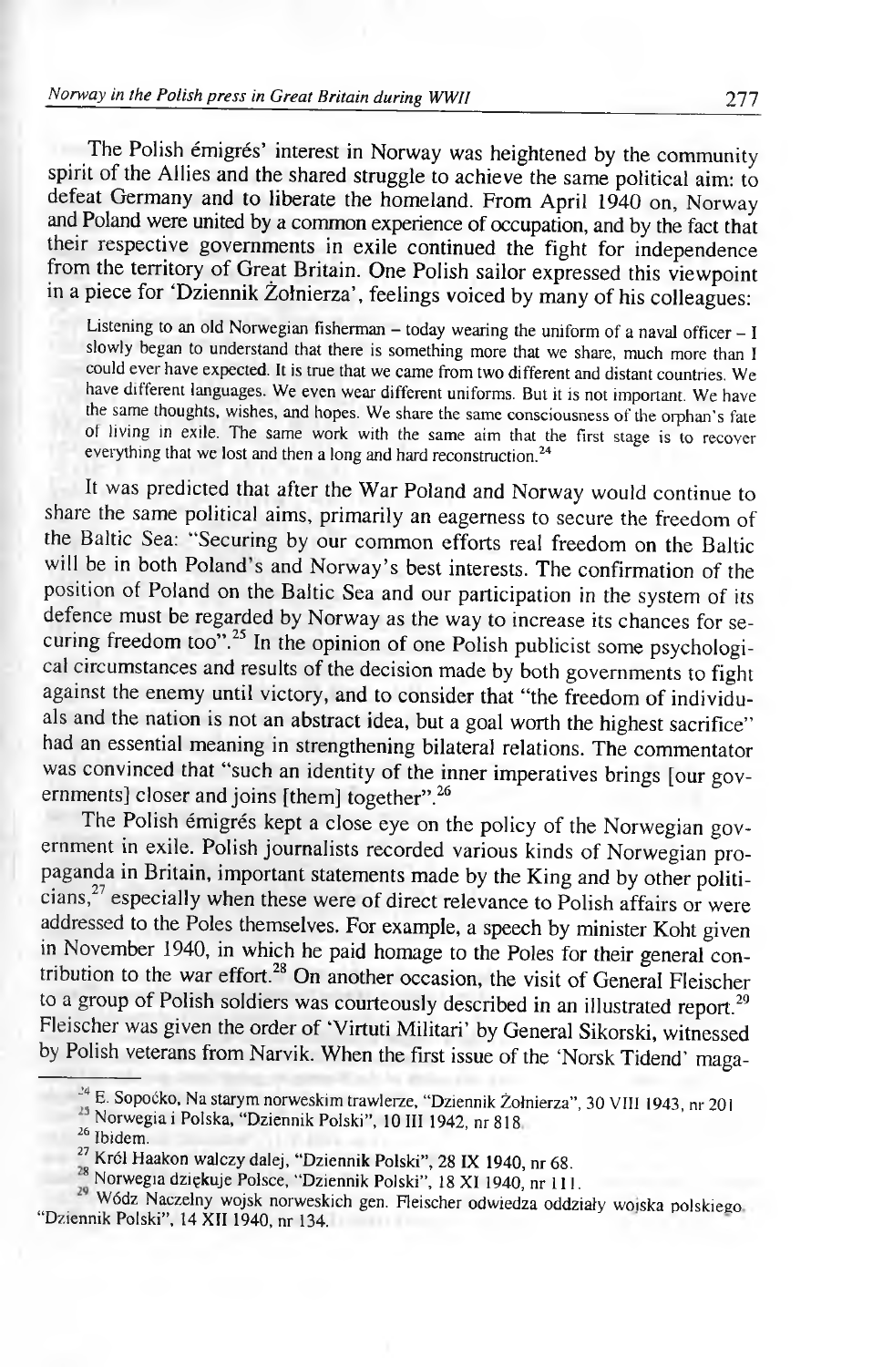The Polish émigrés' interest in Norway was heightened by the community spirit of the Allies and the shared struggle to achieve the same political aim: to defeat Germany and to liberate the homeland. From April 1940 on, Norway and Poland were united by a common experience of occupation, and by the fact that their respective governments in exile continued the fight for independence from the territory of Great Britain. One Polish sailor expressed this viewpoint in a piece for 'Dziennik Żołnierza', feelings voiced by many of his colleagues:

> Listening to an old Norwegian fisherman – today wearing the uniform of a naval officer – I slowly began to understand that there is something more that we share, much more than I could ever have expected. It is true that we came from two different and distant countries. We have different languages. We even wear different uniforms. But it is not important. We have the same thoughts, wishes, and hopes. We share the same consciousness of the orphan's fate of living in exile. The same work with the same aim that the first stage is to recover everything that we lost and then a long and hard reconstruction.[24]

It was predicted that after the War Poland and Norway would continue to share the same political aims, primarily an eagerness to secure the freedom of the Baltic Sea: "Securing by our common efforts real freedom on the Baltic will be in both Poland's and Norway's best interests. The confirmation of the position of Poland on the Baltic Sea and our participation in the system of its defence must be regarded by Norway as the way to increase its chances for securing freedom too".[25] In the opinion of one Polish publicist some psychological circumstances and results of the decision made by both governments to fight against the enemy until victory, and to consider that "the freedom of individuals and the nation is not an abstract idea, but a goal worth the highest sacrifice" had an essential meaning in strengthening bilateral relations. The commentator was convinced that "such an identity of the inner imperatives brings [our governments] closer and joins [them] together".[26]

The Polish émigrés kept a close eye on the policy of the Norwegian government in exile. Polish journalists recorded various kinds of Norwegian propaganda in Britain, important statements made by the King and by other politicians,[27] especially when these were of direct relevance to Polish affairs or were addressed to the Poles themselves. For example, a speech by minister Koht given in November 1940, in which he paid homage to the Poles for their general contribution to the war effort.[28] On another occasion, the visit of General Fleischer to a group of Polish soldiers was courteously described in an illustrated report.[29] Fleischer was given the order of 'Virtuti Militari' by General Sikorski, witnessed by Polish veterans from Narvik. When the first issue of the 'Norsk Tidend' maga-

---

[24] E. Sopoćko, Na starym norweskim trawlerze, "Dziennik Żołnierza", 30 VIII 1943, nr 201.

[25] Norwegia i Polska, "Dziennik Polski", 10 III 1942, nr 818.

[26] Ibidem.

[27] Król Haakon walczy dalej, "Dziennik Polski", 28 IX 1940, nr 68.

[28] Norwegia dziękuje Polsce, "Dziennik Polski", 18 XI 1940, nr 111.

[29] Wódz Naczelny wojsk norweskich gen. Fleischer odwiedza oddziały wojska polskiego, "Dziennik Polski", 14 XII 1940, nr 134.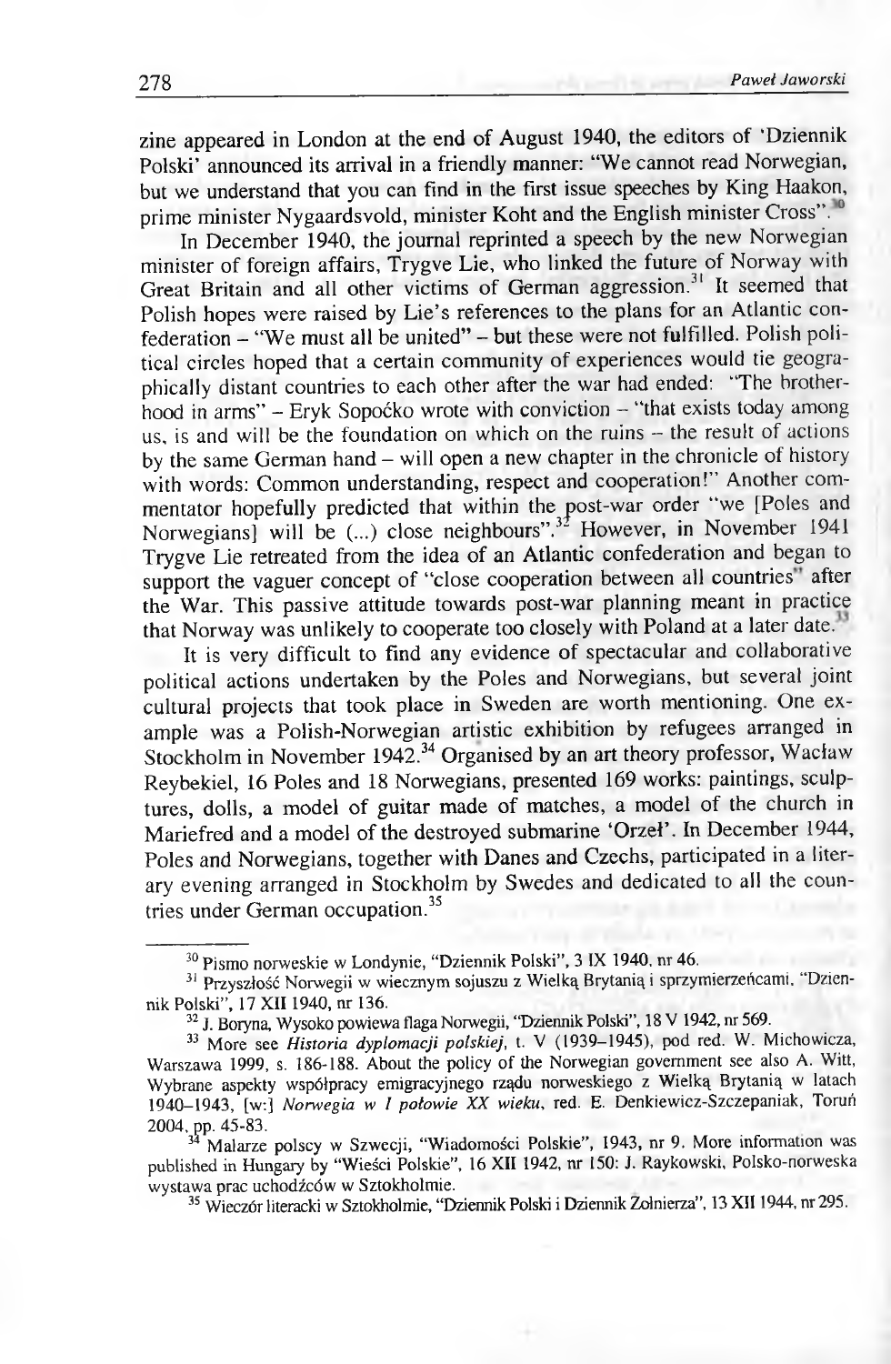zine appeared in London at the end of August 1940, the editors of 'Dziennik Polski' announced its arrival in a friendly manner: "We cannot read Norwegian, but we understand that you can find in the first issue speeches by King Haakon, prime minister Nygaardsvold, minister Koht and the English minister Cross".[30]

In December 1940, the journal reprinted a speech by the new Norwegian minister of foreign affairs, Trygve Lie, who linked the future of Norway with Great Britain and all other victims of German aggression.[31] It seemed that Polish hopes were raised by Lie's references to the plans for an Atlantic confederation – "We must all be united" – but these were not fulfilled. Polish political circles hoped that a certain community of experiences would tie geographically distant countries to each other after the war had ended: "The brotherhood in arms" – Eryk Sopoćko wrote with conviction – "that exists today among us, is and will be the foundation on which on the ruins – the result of actions by the same German hand – will open a new chapter in the chronicle of history with words: Common understanding, respect and cooperation!" Another commentator hopefully predicted that within the post-war order "we [Poles and Norwegians] will be (...) close neighbours".[32] However, in November 1941 Trygve Lie retreated from the idea of an Atlantic confederation and began to support the vaguer concept of "close cooperation between all countries" after the War. This passive attitude towards post-war planning meant in practice that Norway was unlikely to cooperate too closely with Poland at a later date.[33]

It is very difficult to find any evidence of spectacular and collaborative political actions undertaken by the Poles and Norwegians, but several joint cultural projects that took place in Sweden are worth mentioning. One example was a Polish-Norwegian artistic exhibition by refugees arranged in Stockholm in November 1942.[34] Organised by an art theory professor, Wacław Reybekiel, 16 Poles and 18 Norwegians, presented 169 works: paintings, sculptures, dolls, a model of guitar made of matches, a model of the church in Mariefred and a model of the destroyed submarine 'Orzeł'. In December 1944, Poles and Norwegians, together with Danes and Czechs, participated in a literary evening arranged in Stockholm by Swedes and dedicated to all the countries under German occupation.[35]

---

[30] Pismo norweskie w Londynie, "Dziennik Polski", 3 IX 1940, nr 46.

[31] Przyszłość Norwegii w wiecznym sojuszu z Wielką Brytanią i sprzymierzeńcami, "Dziennik Polski", 17 XII 1940, nr 136.

[32] J. Boryna, Wysoko powiewa flaga Norwegii, "Dziennik Polski", 18 V 1942, nr 569.

[33] More see *Historia dyplomacji polskiej*, t. V (1939–1945), pod red. W. Michowicza, Warszawa 1999, s. 186-188. About the policy of the Norwegian government see also A. Witt, Wybrane aspekty współpracy emigracyjnego rządu norweskiego z Wielką Brytanią w latach 1940–1943, [w:] *Norwegia w I połowie XX wieku*, red. E. Denkiewicz-Szczepaniak, Toruń 2004, pp. 45-83.

[34] Malarze polscy w Szwecji, "Wiadomości Polskie", 1943, nr 9. More information was published in Hungary by "Wieści Polskie", 16 XII 1942, nr 150: J. Raykowski, Polsko-norweska wystawa prac uchodźców w Sztokholmie.

[35] Wieczór literacki w Sztokholmie, "Dziennik Polski i Dziennik Żołnierza", 13 XII 1944, nr 295.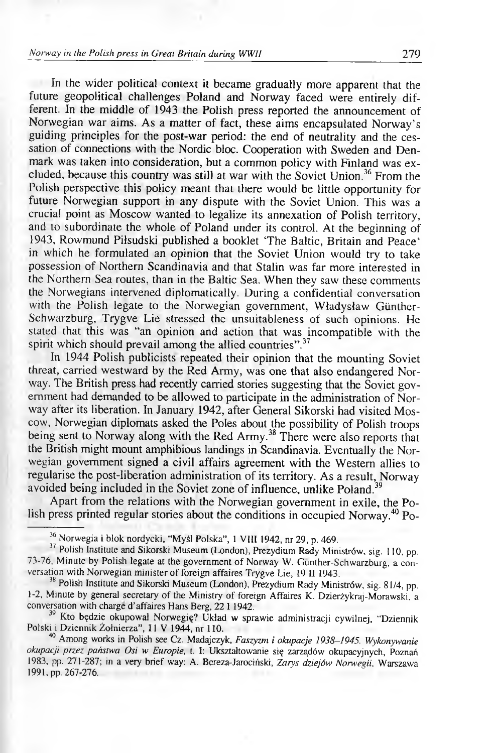In the wider political context it became gradually more apparent that the future geopolitical challenges Poland and Norway faced were entirely different. In the middle of 1943 the Polish press reported the announcement of Norwegian war aims. As a matter of fact, these aims encapsulated Norway's guiding principles for the post-war period: the end of neutrality and the cessation of connections with the Nordic bloc. Cooperation with Sweden and Denmark was taken into consideration, but a common policy with Finland was excluded, because this country was still at war with the Soviet Union.[36] From the Polish perspective this policy meant that there would be little opportunity for future Norwegian support in any dispute with the Soviet Union. This was a crucial point as Moscow wanted to legalize its annexation of Polish territory, and to subordinate the whole of Poland under its control. At the beginning of 1943, Rowmund Piłsudski published a booklet 'The Baltic, Britain and Peace' in which he formulated an opinion that the Soviet Union would try to take possession of Northern Scandinavia and that Stalin was far more interested in the Northern Sea routes, than in the Baltic Sea. When they saw these comments the Norwegians intervened diplomatically. During a confidential conversation with the Polish legate to the Norwegian government, Władysław Günther-Schwarzburg, Trygve Lie stressed the unsuitableness of such opinions. He stated that this was "an opinion and action that was incompatible with the spirit which should prevail among the allied countries".[37]

In 1944 Polish publicists repeated their opinion that the mounting Soviet threat, carried westward by the Red Army, was one that also endangered Norway. The British press had recently carried stories suggesting that the Soviet government had demanded to be allowed to participate in the administration of Norway after its liberation. In January 1942, after General Sikorski had visited Moscow, Norwegian diplomats asked the Poles about the possibility of Polish troops being sent to Norway along with the Red Army.[38] There were also reports that the British might mount amphibious landings in Scandinavia. Eventually the Norwegian government signed a civil affairs agreement with the Western allies to regularise the post-liberation administration of its territory. As a result, Norway avoided being included in the Soviet zone of influence, unlike Poland.[39]

Apart from the relations with the Norwegian government in exile, the Polish press printed regular stories about the conditions in occupied Norway.[40] Po-

---

[36] Norwegia i blok nordycki, "Myśl Polska", 1 VIII 1942, nr 29, p. 469.

[37] Polish Institute and Sikorski Museum (London), Prezydium Rady Ministrów, sig. 110, pp. 73-76, Minute by Polish legate at the government of Norway W. Günther-Schwarzburg, a conversation with Norwegian minister of foreign affaires Trygve Lie, 19 II 1943.

[38] Polish Institute and Sikorski Museum (London), Prezydium Rady Ministrów, sig. 81/4, pp. 1-2, Minute by general secretary of the Ministry of foreign Affaires K. Dzierżykraj-Morawski, a conversation with chargé d'affaires Hans Berg, 22 I 1942.

[39] Kto będzie okupował Norwegię? Układ w sprawie administracji cywilnej, "Dziennik Polski i Dziennik Żołnierza", 11 V 1944, nr 110.

[40] Among works in Polish see Cz. Madajczyk, *Faszyzm i okupacje 1938–1945. Wykonywanie okupacji przez państwa Osi w Europie*, t. I: Ukształtowanie się zarządów okupacyjnych, Poznań 1983, pp. 271-287; in a very brief way: A. Bereza-Jarociński, *Zarys dziejów Norwegii*, Warszawa 1991, pp. 267-276.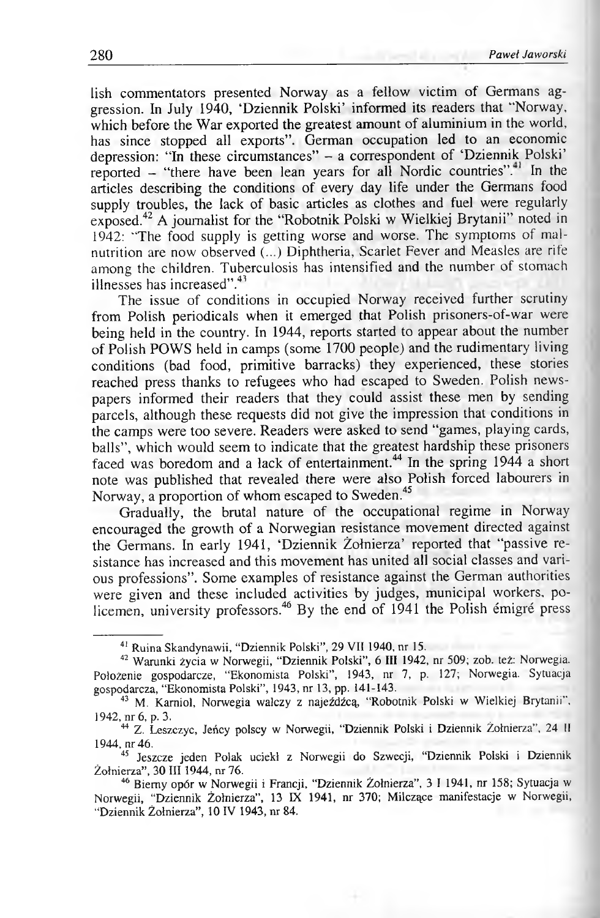lish commentators presented Norway as a fellow victim of Germans aggression. In July 1940, 'Dziennik Polski' informed its readers that "Norway, which before the War exported the greatest amount of aluminium in the world, has since stopped all exports". German occupation led to an economic depression: "In these circumstances" – a correspondent of 'Dziennik Polski' reported – "there have been lean years for all Nordic countries".[41] In the articles describing the conditions of every day life under the Germans food supply troubles, the lack of basic articles as clothes and fuel were regularly exposed.[42] A journalist for the "Robotnik Polski w Wielkiej Brytanii" noted in 1942: "The food supply is getting worse and worse. The symptoms of malnutrition are now observed (...) Diphtheria, Scarlet Fever and Measles are rife among the children. Tuberculosis has intensified and the number of stomach illnesses has increased".[43]

The issue of conditions in occupied Norway received further scrutiny from Polish periodicals when it emerged that Polish prisoners-of-war were being held in the country. In 1944, reports started to appear about the number of Polish POWS held in camps (some 1700 people) and the rudimentary living conditions (bad food, primitive barracks) they experienced, these stories reached press thanks to refugees who had escaped to Sweden. Polish newspapers informed their readers that they could assist these men by sending parcels, although these requests did not give the impression that conditions in the camps were too severe. Readers were asked to send "games, playing cards, balls", which would seem to indicate that the greatest hardship these prisoners faced was boredom and a lack of entertainment.[44] In the spring 1944 a short note was published that revealed there were also Polish forced labourers in Norway, a proportion of whom escaped to Sweden.[45]

Gradually, the brutal nature of the occupational regime in Norway encouraged the growth of a Norwegian resistance movement directed against the Germans. In early 1941, 'Dziennik Żołnierza' reported that "passive resistance has increased and this movement has united all social classes and various professions". Some examples of resistance against the German authorities were given and these included activities by judges, municipal workers, policemen, university professors.[46] By the end of 1941 the Polish émigré press

---

[41] Ruina Skandynawii, "Dziennik Polski", 29 VII 1940, nr 15.

[42] Warunki życia w Norwegii, "Dziennik Polski", 6 III 1942, nr 509; zob. też: Norwegia. Położenie gospodarcze, "Ekonomista Polski", 1943, nr 7, p. 127; Norwegia. Sytuacja gospodarcza, "Ekonomista Polski", 1943, nr 13, pp. 141-143.

[43] M. Karniol, Norwegia walczy z najeźdźcą, "Robotnik Polski w Wielkiej Brytanii", 1942, nr 6, p. 3.

[44] Z. Leszczyc, Jeńcy polscy w Norwegii, "Dziennik Polski i Dziennik Żołnierza", 24 II 1944, nr 46.

[45] Jeszcze jeden Polak uciekł z Norwegii do Szwecji, "Dziennik Polski i Dziennik Żołnierza", 30 III 1944, nr 76.

[46] Bierny opór w Norwegii i Francji, "Dziennik Żołnierza", 3 I 1941, nr 158; Sytuacja w Norwegii, "Dziennik Żołnierza", 13 IX 1941, nr 370; Milczące manifestacje w Norwegii, "Dziennik Żołnierza", 10 IV 1943, nr 84.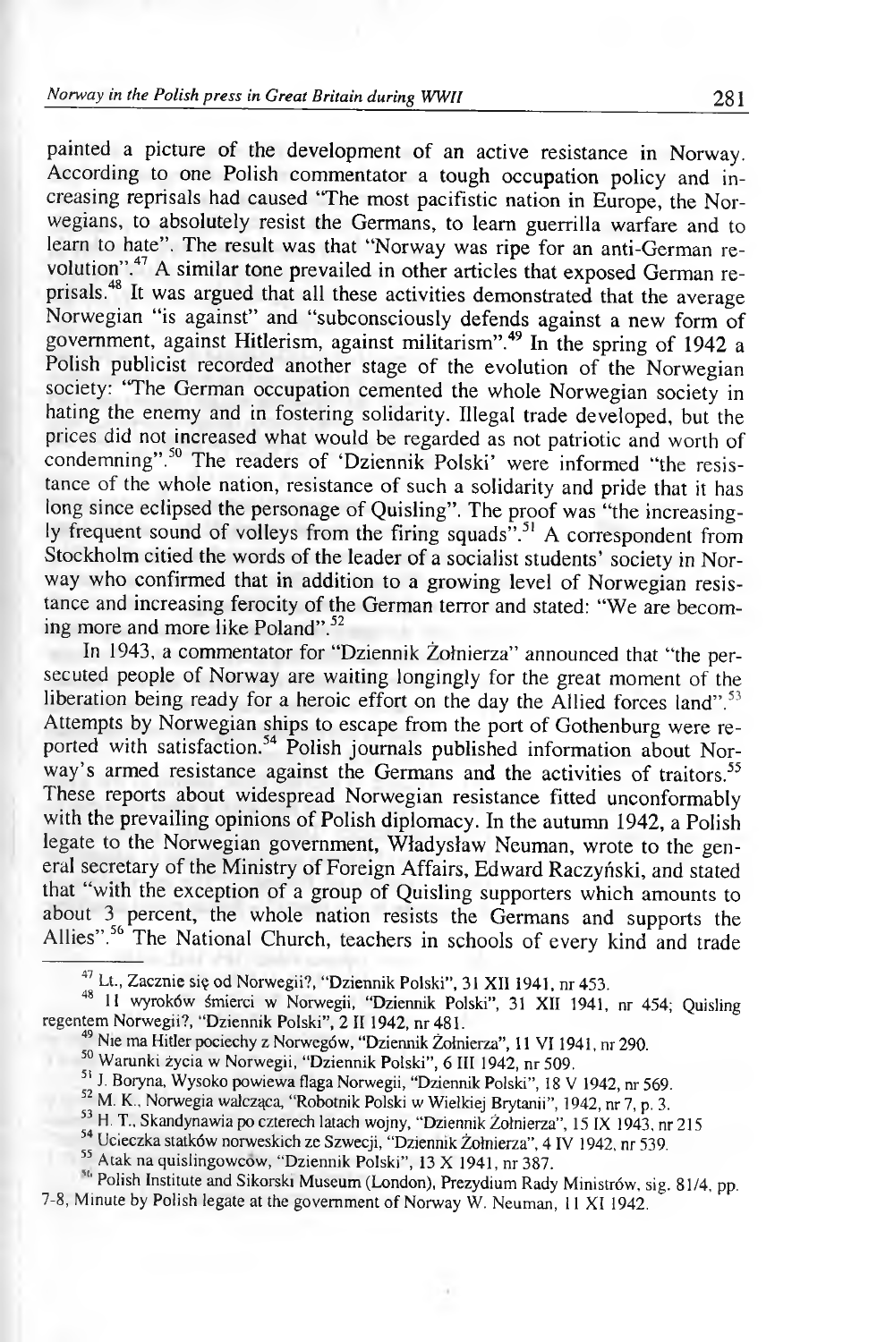painted a picture of the development of an active resistance in Norway. According to one Polish commentator a tough occupation policy and increasing reprisals had caused "The most pacifistic nation in Europe, the Norwegians, to absolutely resist the Germans, to learn guerrilla warfare and to learn to hate". The result was that "Norway was ripe for an anti-German revolution".[47] A similar tone prevailed in other articles that exposed German reprisals.[48] It was argued that all these activities demonstrated that the average Norwegian "is against" and "subconsciously defends against a new form of government, against Hitlerism, against militarism".[49] In the spring of 1942 a Polish publicist recorded another stage of the evolution of the Norwegian society: "The German occupation cemented the whole Norwegian society in hating the enemy and in fostering solidarity. Illegal trade developed, but the prices did not increased what would be regarded as not patriotic and worth of condemning".[50] The readers of 'Dziennik Polski' were informed "the resistance of the whole nation, resistance of such a solidarity and pride that it has long since eclipsed the personage of Quisling". The proof was "the increasingly frequent sound of volleys from the firing squads".[51] A correspondent from Stockholm citied the words of the leader of a socialist students' society in Norway who confirmed that in addition to a growing level of Norwegian resistance and increasing ferocity of the German terror and stated: "We are becoming more and more like Poland".[52]

In 1943, a commentator for "Dziennik Żołnierza" announced that "the persecuted people of Norway are waiting longingly for the great moment of the liberation being ready for a heroic effort on the day the Allied forces land".[53] Attempts by Norwegian ships to escape from the port of Gothenburg were reported with satisfaction.[54] Polish journals published information about Norway's armed resistance against the Germans and the activities of traitors.[55] These reports about widespread Norwegian resistance fitted unconformably with the prevailing opinions of Polish diplomacy. In the autumn 1942, a Polish legate to the Norwegian government, Władysław Neuman, wrote to the general secretary of the Ministry of Foreign Affairs, Edward Raczyński, and stated that "with the exception of a group of Quisling supporters which amounts to about 3 percent, the whole nation resists the Germans and supports the Allies".[56] The National Church, teachers in schools of every kind and trade

---

[47] Lt., Zacznie się od Norwegii?, "Dziennik Polski", 31 XII 1941, nr 453.

[48] 11 wyroków śmierci w Norwegii, "Dziennik Polski", 31 XII 1941, nr 454; Quisling regentem Norwegii?, "Dziennik Polski", 2 II 1942, nr 481.

[49] Nie ma Hitler pociechy z Norwegów, "Dziennik Żołnierza", 11 VI 1941, nr 290.

[50] Warunki życia w Norwegii, "Dziennik Polski", 6 III 1942, nr 509.

[51] J. Boryna, Wysoko powiewa flaga Norwegii, "Dziennik Polski", 18 V 1942, nr 569.

[52] M. K., Norwegia walcząca, "Robotnik Polski w Wielkiej Brytanii", 1942, nr 7, p. 3.

[53] H. T., Skandynawia po czterech latach wojny, "Dziennik Żołnierza", 15 IX 1943, nr 215

[54] Ucieczka statków norweskich ze Szwecji, "Dziennik Żołnierza", 4 IV 1942, nr 539.

[55] Atak na quislingowców, "Dziennik Polski", 13 X 1941, nr 387.

[56] Polish Institute and Sikorski Museum (London), Prezydium Rady Ministrów, sig. 81/4, pp. 7-8, Minute by Polish legate at the government of Norway W. Neuman, 11 XI 1942.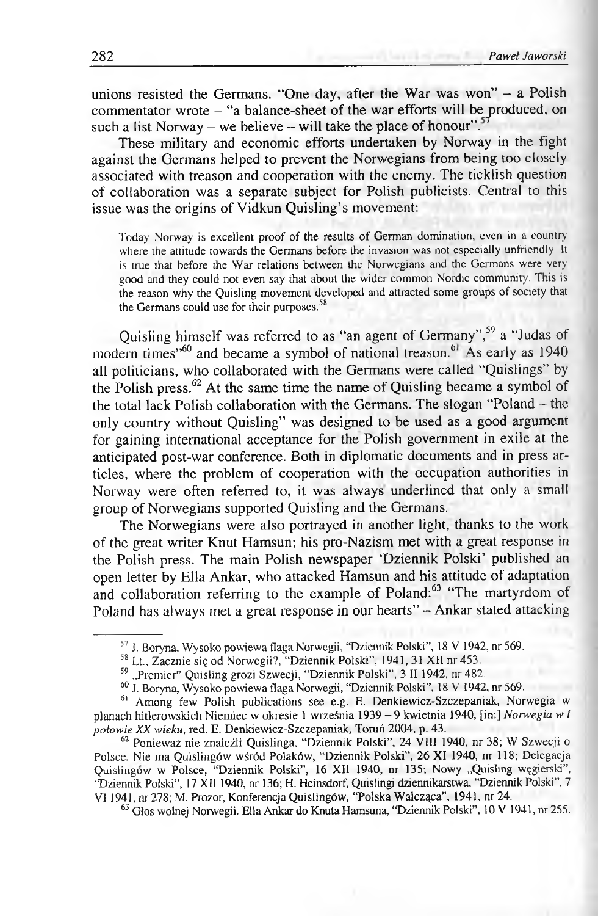unions resisted the Germans. "One day, after the War was won" – a Polish commentator wrote – "a balance-sheet of the war efforts will be produced, on such a list Norway – we believe – will take the place of honour".[57]

These military and economic efforts undertaken by Norway in the fight against the Germans helped to prevent the Norwegians from being too closely associated with treason and cooperation with the enemy. The ticklish question of collaboration was a separate subject for Polish publicists. Central to this issue was the origins of Vidkun Quisling's movement:

> Today Norway is excellent proof of the results of German domination, even in a country where the attitude towards the Germans before the invasion was not especially unfriendly. It is true that before the War relations between the Norwegians and the Germans were very good and they could not even say that about the wider common Nordic community. This is the reason why the Quisling movement developed and attracted some groups of society that the Germans could use for their purposes.[58]

Quisling himself was referred to as "an agent of Germany",[59] a "Judas of modern times"[60] and became a symbol of national treason.[61] As early as 1940 all politicians, who collaborated with the Germans were called "Quislings" by the Polish press.[62] At the same time the name of Quisling became a symbol of the total lack Polish collaboration with the Germans. The slogan "Poland – the only country without Quisling" was designed to be used as a good argument for gaining international acceptance for the Polish government in exile at the anticipated post-war conference. Both in diplomatic documents and in press articles, where the problem of cooperation with the occupation authorities in Norway were often referred to, it was always underlined that only a small group of Norwegians supported Quisling and the Germans.

The Norwegians were also portrayed in another light, thanks to the work of the great writer Knut Hamsun; his pro-Nazism met with a great response in the Polish press. The main Polish newspaper 'Dziennik Polski' published an open letter by Ella Ankar, who attacked Hamsun and his attitude of adaptation and collaboration referring to the example of Poland:[63] "The martyrdom of Poland has always met a great response in our hearts" – Ankar stated attacking

---

[57] J. Boryna, Wysoko powiewa flaga Norwegii, "Dziennik Polski", 18 V 1942, nr 569.

[58] Lt., Zacznie się od Norwegii?, "Dziennik Polski", 1941, 31 XII nr 453.

[59] „Premier" Quisling grozi Szwecji, "Dziennik Polski", 3 II 1942, nr 482.

[60] J. Boryna, Wysoko powiewa flaga Norwegii, "Dziennik Polski", 18 V 1942, nr 569.

[61] Among few Polish publications see e.g. E. Denkiewicz-Szczepaniak, Norwegia w planach hitlerowskich Niemiec w okresie 1 września 1939 – 9 kwietnia 1940, [in:] *Norwegia w I połowie XX wieku*, red. E. Denkiewicz-Szczepaniak, Toruń 2004, p. 43.

[62] Ponieważ nie znaleźli Quislinga, "Dziennik Polski", 24 VIII 1940, nr 38; W Szwecji o Polsce. Nie ma Quislingów wśród Polaków, "Dziennik Polski", 26 XI 1940, nr 118; Delegacja Quislingów w Polsce, "Dziennik Polski", 16 XII 1940, nr 135; Nowy „Quisling węgierski", "Dziennik Polski", 17 XII 1940, nr 136; H. Heinsdorf, Quislingi dziennikarstwa, "Dziennik Polski", 7 VI 1941, nr 278; M. Prozor, Konferencja Quislingów, "Polska Walcząca", 1941, nr 24.

[63] Głos wolnej Norwegii. Ella Ankar do Knuta Hamsuna, "Dziennik Polski", 10 V 1941, nr 255.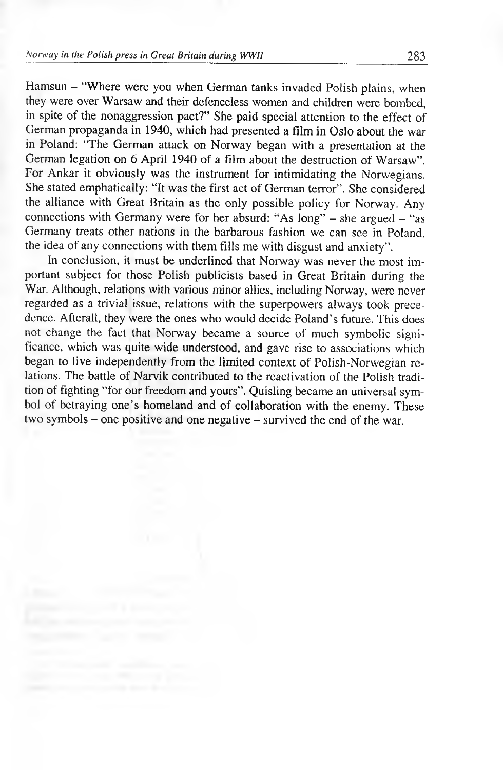Hamsun – "Where were you when German tanks invaded Polish plains, when they were over Warsaw and their defenceless women and children were bombed, in spite of the nonaggression pact?" She paid special attention to the effect of German propaganda in 1940, which had presented a film in Oslo about the war in Poland: "The German attack on Norway began with a presentation at the German legation on 6 April 1940 of a film about the destruction of Warsaw". For Ankar it obviously was the instrument for intimidating the Norwegians. She stated emphatically: "It was the first act of German terror". She considered the alliance with Great Britain as the only possible policy for Norway. Any connections with Germany were for her absurd: "As long" – she argued – "as Germany treats other nations in the barbarous fashion we can see in Poland, the idea of any connections with them fills me with disgust and anxiety".

In conclusion, it must be underlined that Norway was never the most important subject for those Polish publicists based in Great Britain during the War. Although, relations with various minor allies, including Norway, were never regarded as a trivial issue, relations with the superpowers always took precedence. Afterall, they were the ones who would decide Poland's future. This does not change the fact that Norway became a source of much symbolic significance, which was quite wide understood, and gave rise to associations which began to live independently from the limited context of Polish-Norwegian relations. The battle of Narvik contributed to the reactivation of the Polish tradition of fighting "for our freedom and yours". Quisling became an universal symbol of betraying one's homeland and of collaboration with the enemy. These two symbols – one positive and one negative – survived the end of the war.